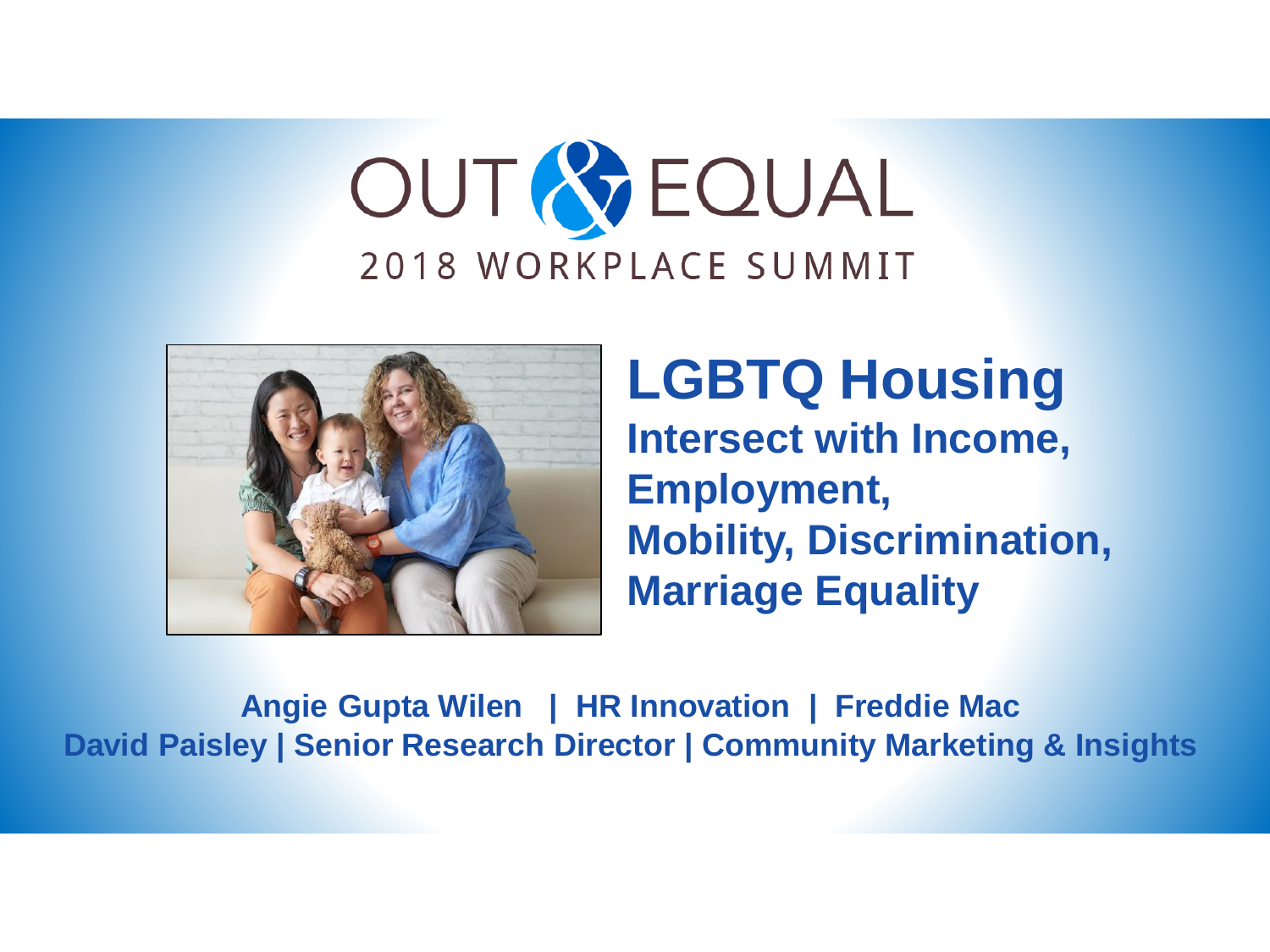OUT & EQUAL

2018 WORKPLACE SUMMIT

# LGBTQ Housing

## Intersect with Income, Employment, Mobility, Discrimination, Marriage Equality

**Angie Gupta Wilen | HR Innovation | Freddie Mac**

**David Paisley | Senior Research Director | Community Marketing & Insights**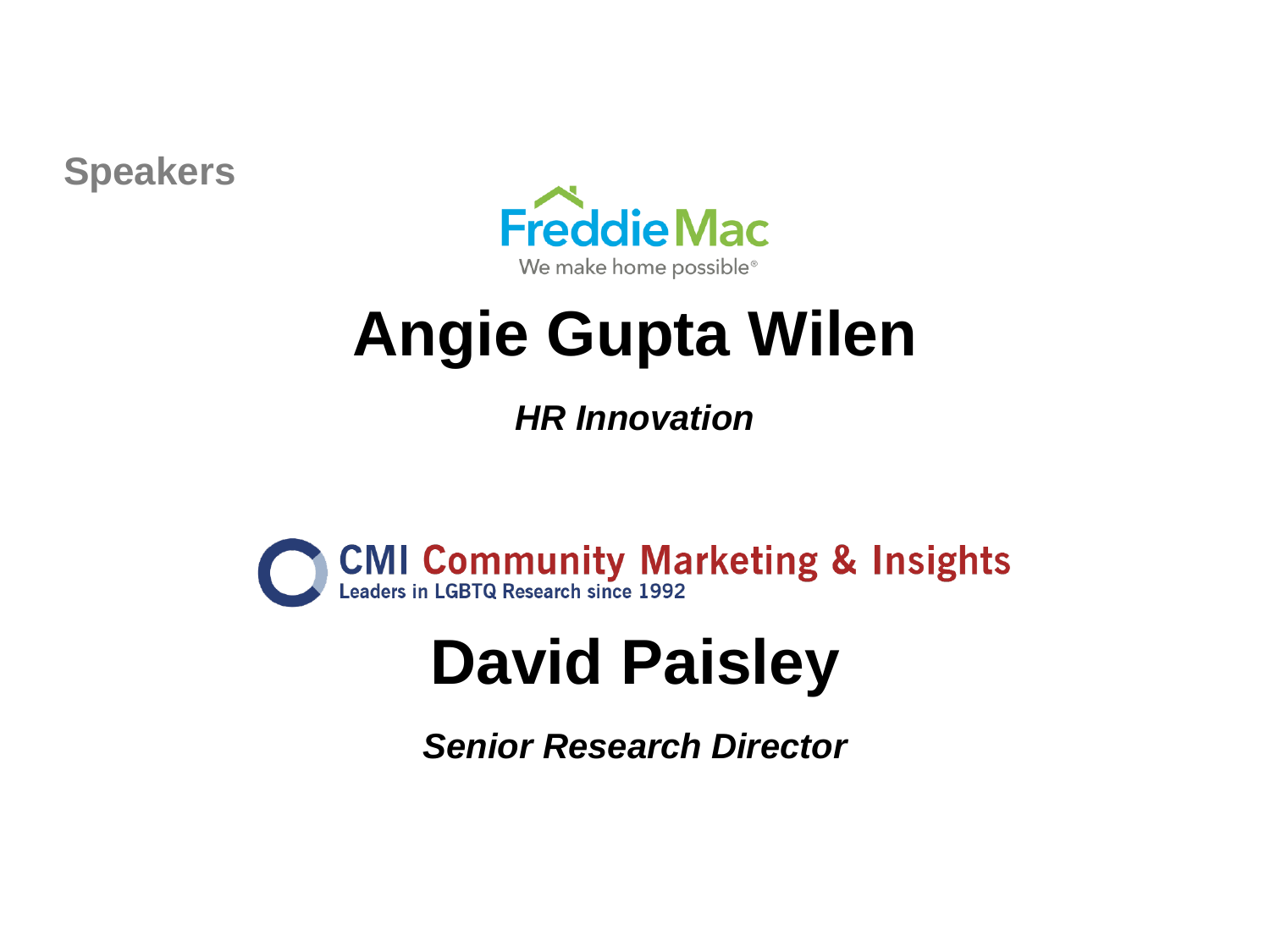## Speakers

Freddie Mac
We make home possible®

# Angie Gupta Wilen

***HR Innovation***

CMI Community Marketing & Insights
Leaders in LGBTQ Research since 1992

# David Paisley

***Senior Research Director***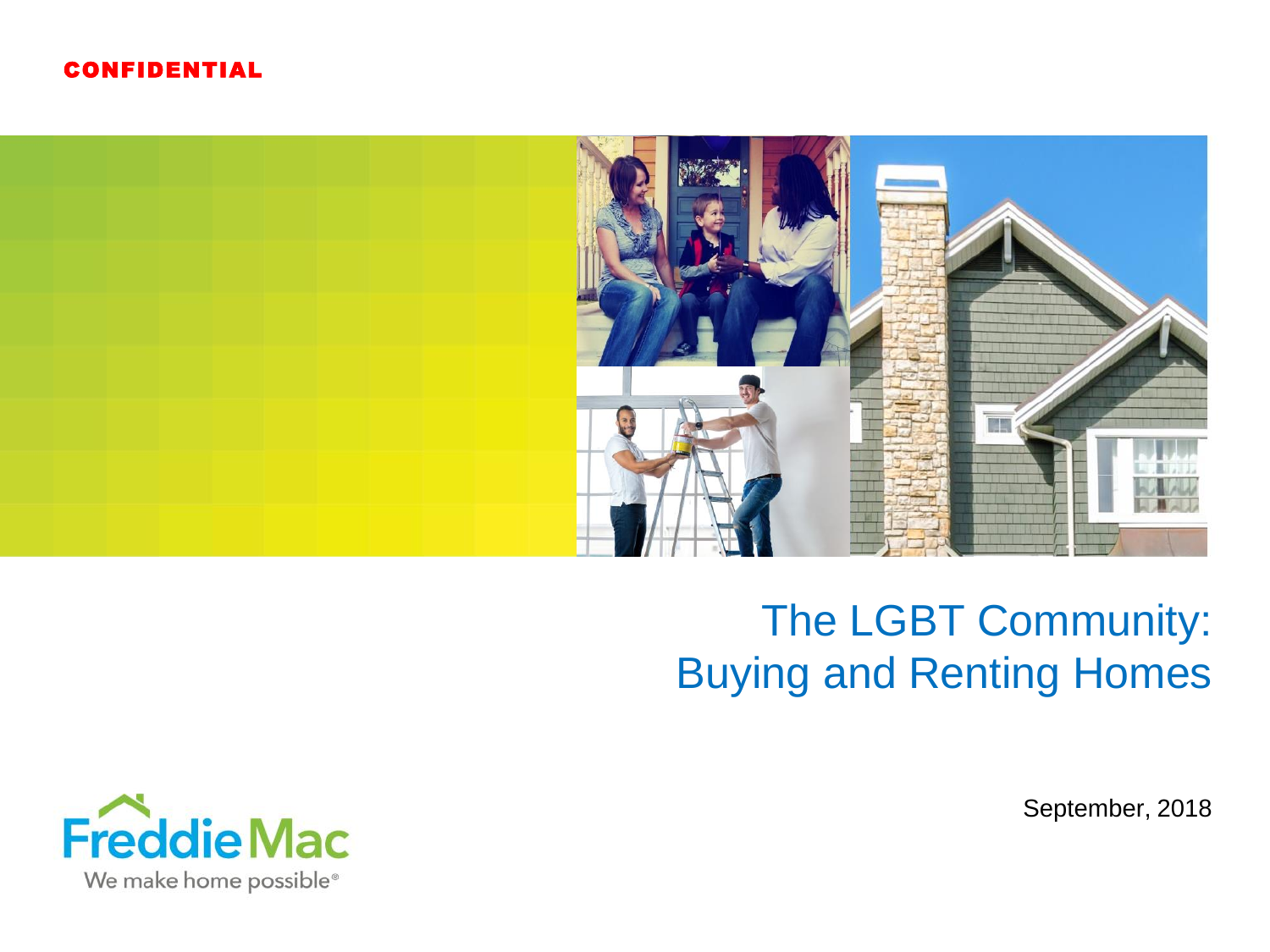CONFIDENTIAL

# The LGBT Community: Buying and Renting Homes

September, 2018

Freddie Mac

We make home possible®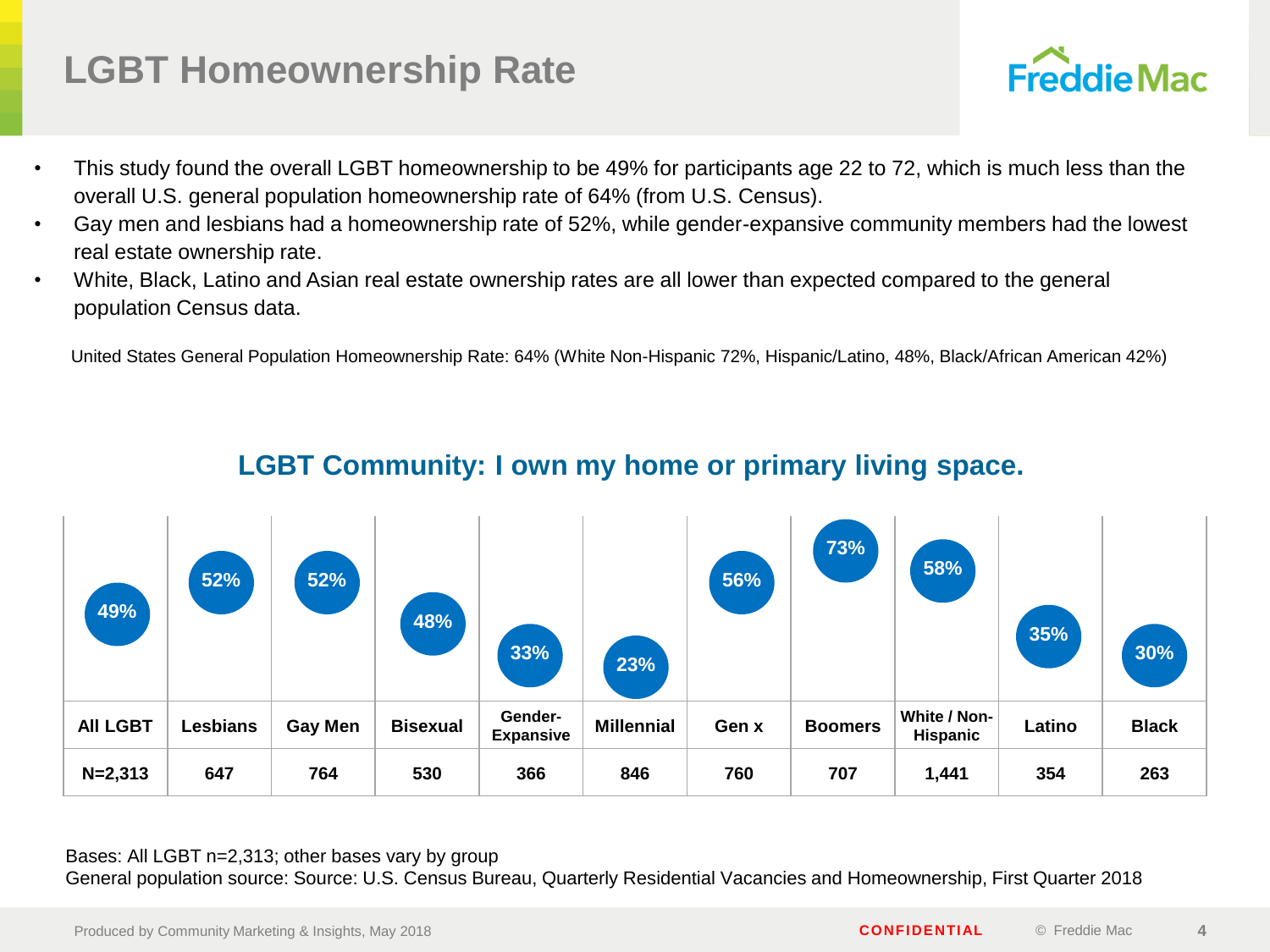# LGBT Homeownership Rate

- This study found the overall LGBT homeownership to be 49% for participants age 22 to 72, which is much less than the overall U.S. general population homeownership rate of 64% (from U.S. Census).
- Gay men and lesbians had a homeownership rate of 52%, while gender-expansive community members had the lowest real estate ownership rate.
- White, Black, Latino and Asian real estate ownership rates are all lower than expected compared to the general population Census data.

United States General Population Homeownership Rate: 64% (White Non-Hispanic 72%, Hispanic/Latino, 48%, Black/African American 42%)

## LGBT Community: I own my home or primary living space.

| | All LGBT | Lesbians | Gay Men | Bisexual | Gender-Expansive | Millennial | Gen x | Boomers | White / Non-Hispanic | Latino | Black |
|---|---|---|---|---|---|---|---|---|---|---|---|
| % | 49% | 52% | 52% | 48% | 33% | 23% | 56% | 73% | 58% | 35% | 30% |
| N | N=2,313 | 647 | 764 | 530 | 366 | 846 | 760 | 707 | 1,441 | 354 | 263 |

Bases: All LGBT n=2,313; other bases vary by group

General population source: Source: U.S. Census Bureau, Quarterly Residential Vacancies and Homeownership, First Quarter 2018

Produced by Community Marketing & Insights, May 2018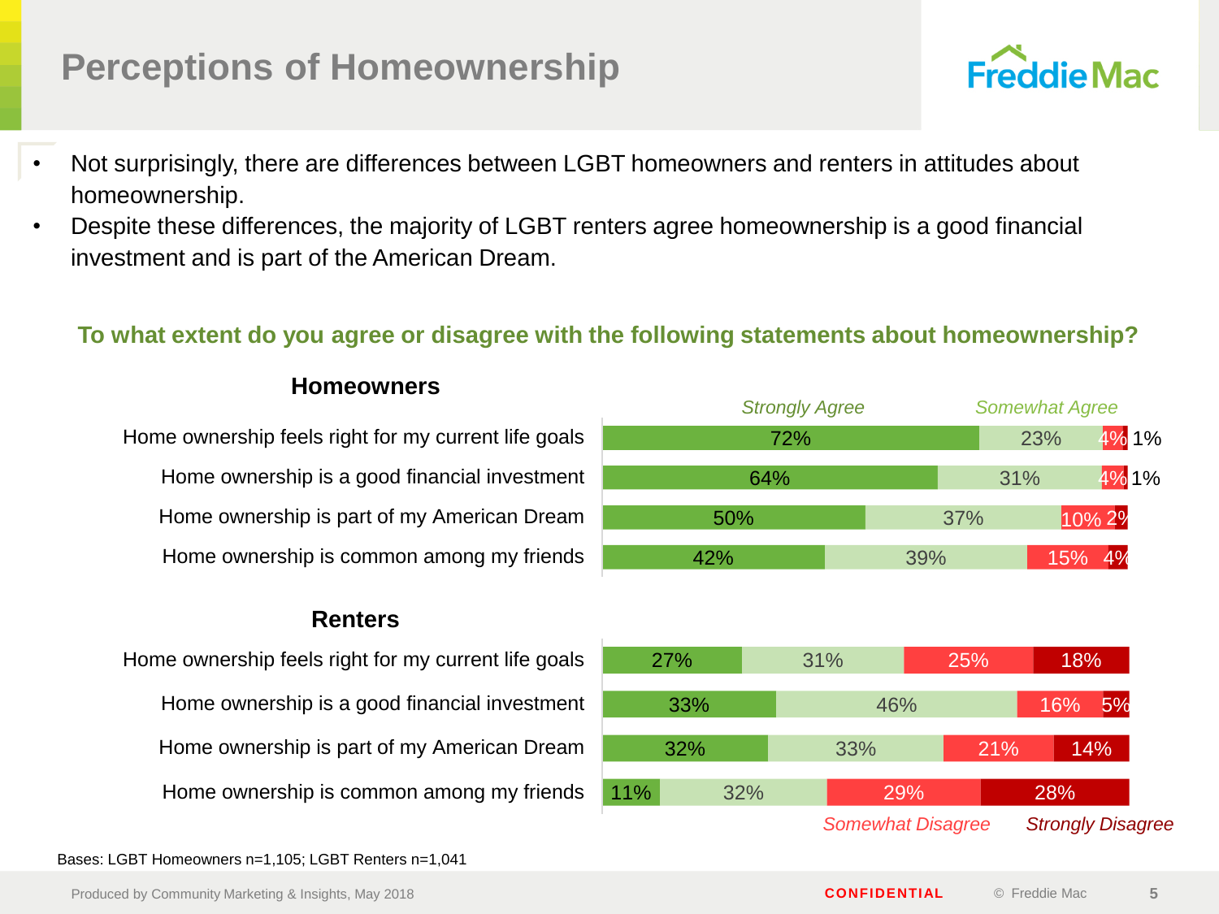# Perceptions of Homeownership

- Not surprisingly, there are differences between LGBT homeowners and renters in attitudes about homeownership.
- Despite these differences, the majority of LGBT renters agree homeownership is a good financial investment and is part of the American Dream.

**To what extent do you agree or disagree with the following statements about homeownership?**

### Homeowners

| Statement | Strongly Agree | Somewhat Agree | Somewhat Disagree | Strongly Disagree |
|---|---|---|---|---|
| Home ownership feels right for my current life goals | 72% | 23% | 4% | 1% |
| Home ownership is a good financial investment | 64% | 31% | 4% | 1% |
| Home ownership is part of my American Dream | 50% | 37% | 10% | 2% |
| Home ownership is common among my friends | 42% | 39% | 15% | 4% |

### Renters

| Statement | Strongly Agree | Somewhat Agree | Somewhat Disagree | Strongly Disagree |
|---|---|---|---|---|
| Home ownership feels right for my current life goals | 27% | 31% | 25% | 18% |
| Home ownership is a good financial investment | 33% | 46% | 16% | 5% |
| Home ownership is part of my American Dream | 32% | 33% | 21% | 14% |
| Home ownership is common among my friends | 11% | 32% | 29% | 28% |

Bases: LGBT Homeowners n=1,105; LGBT Renters n=1,041

Produced by Community Marketing & Insights, May 2018

CONFIDENTIAL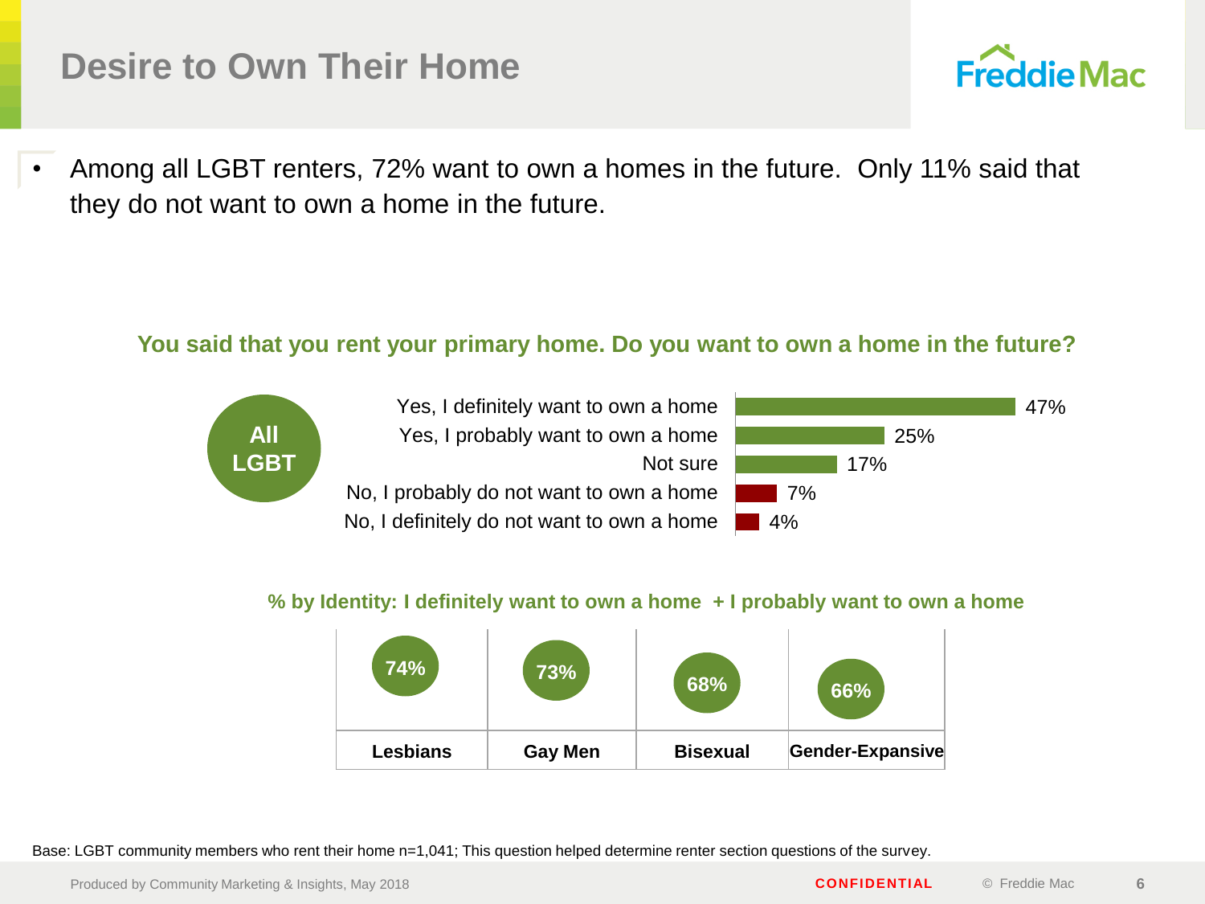# Desire to Own Their Home

- Among all LGBT renters, 72% want to own a homes in the future. Only 11% said that they do not want to own a home in the future.

**You said that you rent your primary home. Do you want to own a home in the future?**

**All LGBT**

| Response | % |
|---|---|
| Yes, I definitely want to own a home | 47% |
| Yes, I probably want to own a home | 25% |
| Not sure | 17% |
| No, I probably do not want to own a home | 7% |
| No, I definitely do not want to own a home | 4% |

**% by Identity: I definitely want to own a home + I probably want to own a home**

| Lesbians | Gay Men | Bisexual | Gender-Expansive |
|---|---|---|---|
| 74% | 73% | 68% | 66% |

Base: LGBT community members who rent their home n=1,041; This question helped determine renter section questions of the survey.

Produced by Community Marketing & Insights, May 2018

CONFIDENTIAL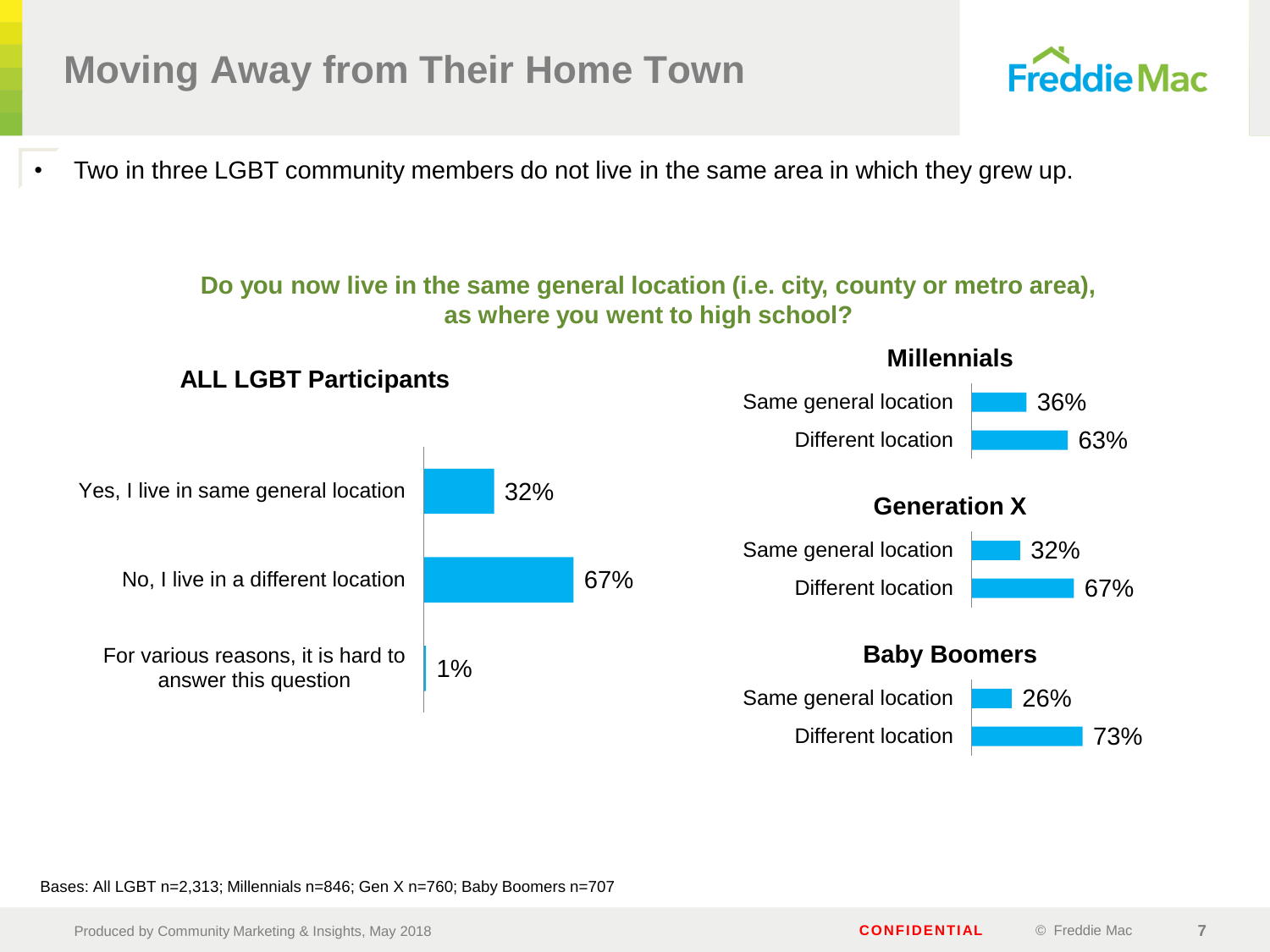# Moving Away from Their Home Town

- Two in three LGBT community members do not live in the same area in which they grew up.

**Do you now live in the same general location (i.e. city, county or metro area), as where you went to high school?**

### ALL LGBT Participants

| Response | % |
|---|---|
| Yes, I live in same general location | 32% |
| No, I live in a different location | 67% |
| For various reasons, it is hard to answer this question | 1% |

### Millennials

| Response | % |
|---|---|
| Same general location | 36% |
| Different location | 63% |

### Generation X

| Response | % |
|---|---|
| Same general location | 32% |
| Different location | 67% |

### Baby Boomers

| Response | % |
|---|---|
| Same general location | 26% |
| Different location | 73% |

Bases: All LGBT n=2,313; Millennials n=846; Gen X n=760; Baby Boomers n=707

Produced by Community Marketing & Insights, May 2018

CONFIDENTIAL

© Freddie Mac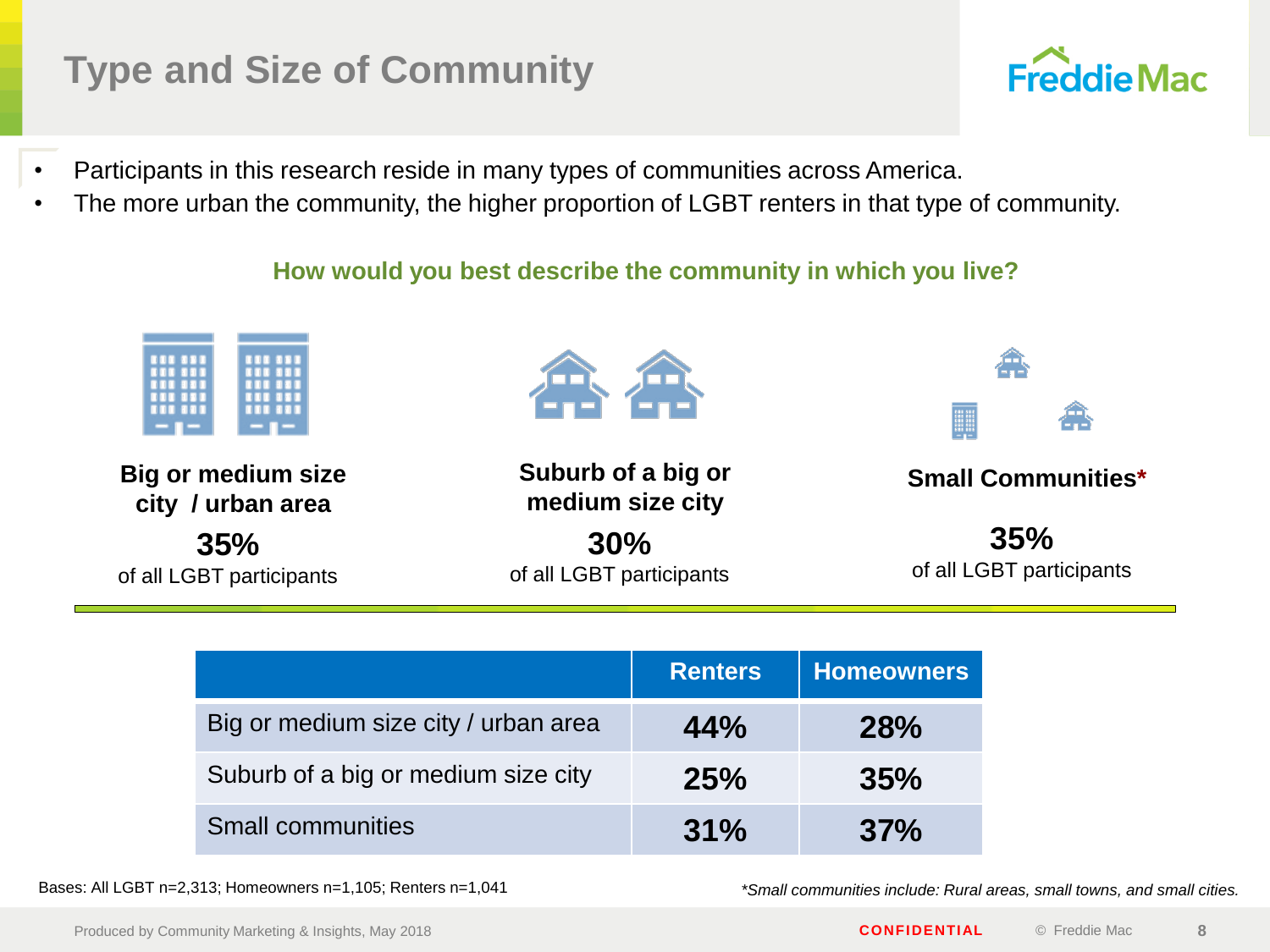# Type and Size of Community

- Participants in this research reside in many types of communities across America.
- The more urban the community, the higher proportion of LGBT renters in that type of community.

**How would you best describe the community in which you live?**

**Big or medium size city / urban area**
**35%**
of all LGBT participants

**Suburb of a big or medium size city**
**30%**
of all LGBT participants

**Small Communities***
**35%**
of all LGBT participants

| | Renters | Homeowners |
|---|---|---|
| Big or medium size city / urban area | **44%** | **28%** |
| Suburb of a big or medium size city | **25%** | **35%** |
| Small communities | **31%** | **37%** |

Bases: All LGBT n=2,313; Homeowners n=1,105; Renters n=1,041

**Small communities include: Rural areas, small towns, and small cities.*

Produced by Community Marketing & Insights, May 2018

CONFIDENTIAL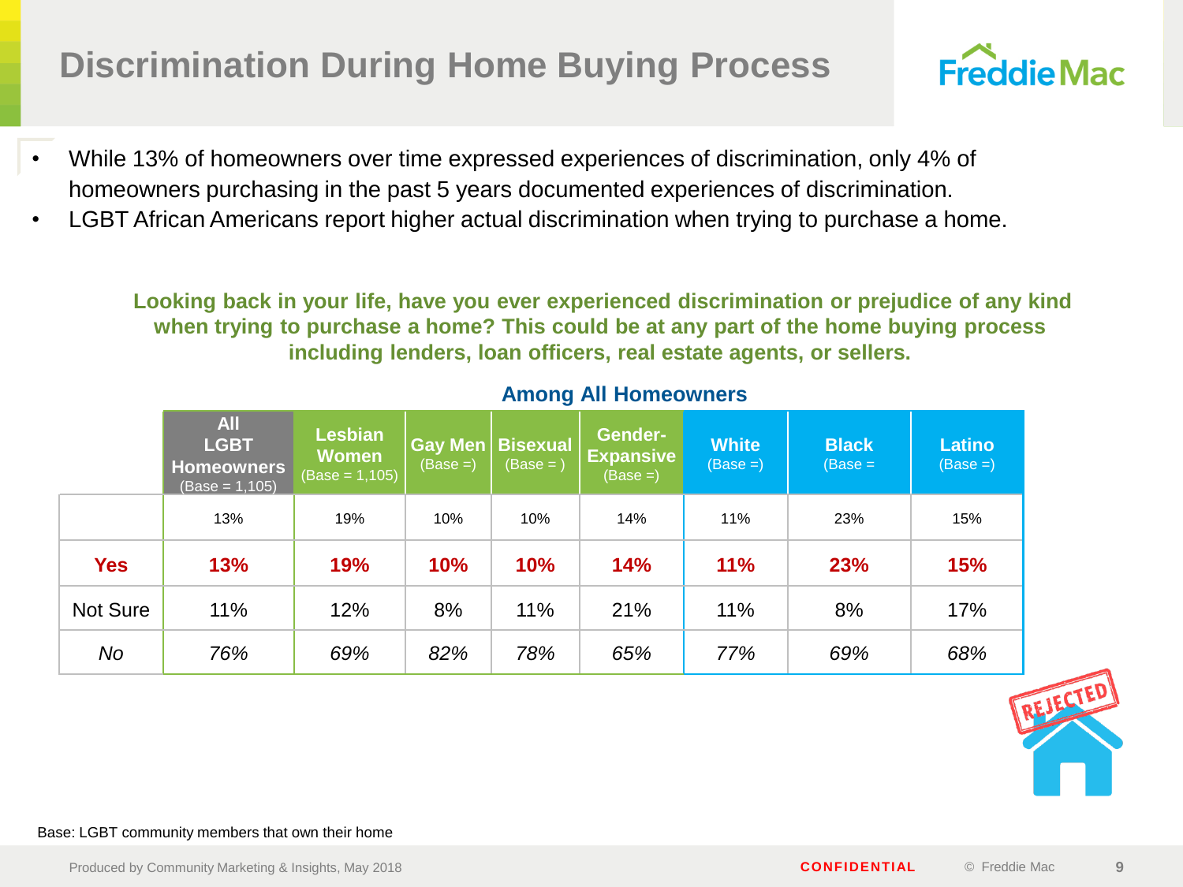# Discrimination During Home Buying Process

- While 13% of homeowners over time expressed experiences of discrimination, only 4% of homeowners purchasing in the past 5 years documented experiences of discrimination.
- LGBT African Americans report higher actual discrimination when trying to purchase a home.

**Looking back in your life, have you ever experienced discrimination or prejudice of any kind when trying to purchase a home? This could be at any part of the home buying process including lenders, loan officers, real estate agents, or sellers.**

**Among All Homeowners**

| | **All LGBT Homeowners** (Base = 1,105) | **Lesbian Women** (Base = 1,105) | **Gay Men** (Base =) | **Bisexual** (Base = ) | **Gender-Expansive** (Base =) | **White** (Base =) | **Black** (Base = | **Latino** (Base =) |
|---|---|---|---|---|---|---|---|---|
| | 13% | 19% | 10% | 10% | 14% | 11% | 23% | 15% |
| **Yes** | **13%** | **19%** | **10%** | **10%** | **14%** | **11%** | **23%** | **15%** |
| Not Sure | 11% | 12% | 8% | 11% | 21% | 11% | 8% | 17% |
| *No* | *76%* | *69%* | *82%* | *78%* | *65%* | *77%* | *69%* | *68%* |

REJECTED

Base: LGBT community members that own their home

Produced by Community Marketing & Insights, May 2018

CONFIDENTIAL © Freddie Mac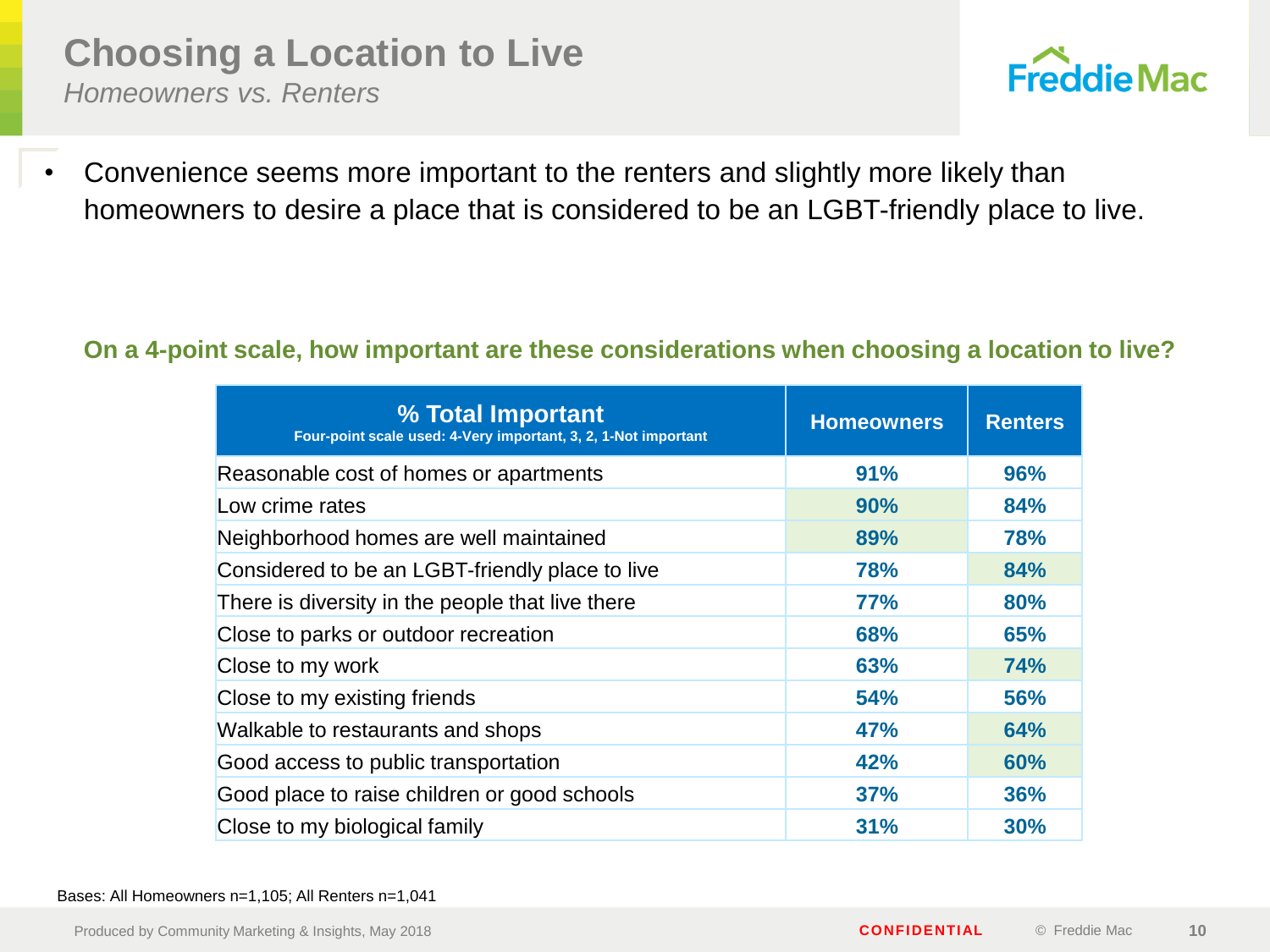# Choosing a Location to Live

*Homeowners vs. Renters*

- Convenience seems more important to the renters and slightly more likely than homeowners to desire a place that is considered to be an LGBT-friendly place to live.

**On a 4-point scale, how important are these considerations when choosing a location to live?**

| **% Total Important** Four-point scale used: 4-Very important, 3, 2, 1-Not important | Homeowners | Renters |
|---|---|---|
| Reasonable cost of homes or apartments | 91% | 96% |
| Low crime rates | 90% | 84% |
| Neighborhood homes are well maintained | 89% | 78% |
| Considered to be an LGBT-friendly place to live | 78% | 84% |
| There is diversity in the people that live there | 77% | 80% |
| Close to parks or outdoor recreation | 68% | 65% |
| Close to my work | 63% | 74% |
| Close to my existing friends | 54% | 56% |
| Walkable to restaurants and shops | 47% | 64% |
| Good access to public transportation | 42% | 60% |
| Good place to raise children or good schools | 37% | 36% |
| Close to my biological family | 31% | 30% |

Bases: All Homeowners n=1,105; All Renters n=1,041

Produced by Community Marketing & Insights, May 2018

CONFIDENTIAL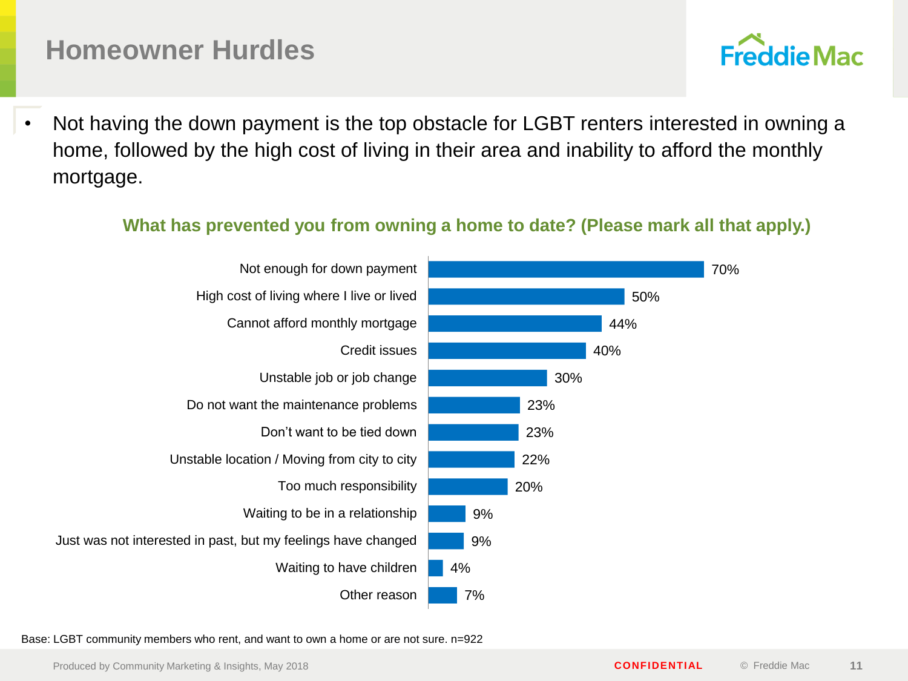# Homeowner Hurdles

- Not having the down payment is the top obstacle for LGBT renters interested in owning a home, followed by the high cost of living in their area and inability to afford the monthly mortgage.

**What has prevented you from owning a home to date? (Please mark all that apply.)**

| Reason | % |
|---|---|
| Not enough for down payment | 70% |
| High cost of living where I live or lived | 50% |
| Cannot afford monthly mortgage | 44% |
| Credit issues | 40% |
| Unstable job or job change | 30% |
| Do not want the maintenance problems | 23% |
| Don't want to be tied down | 23% |
| Unstable location / Moving from city to city | 22% |
| Too much responsibility | 20% |
| Waiting to be in a relationship | 9% |
| Just was not interested in past, but my feelings have changed | 9% |
| Waiting to have children | 4% |
| Other reason | 7% |

Base: LGBT community members who rent, and want to own a home or are not sure. n=922

Produced by Community Marketing & Insights, May 2018

CONFIDENTIAL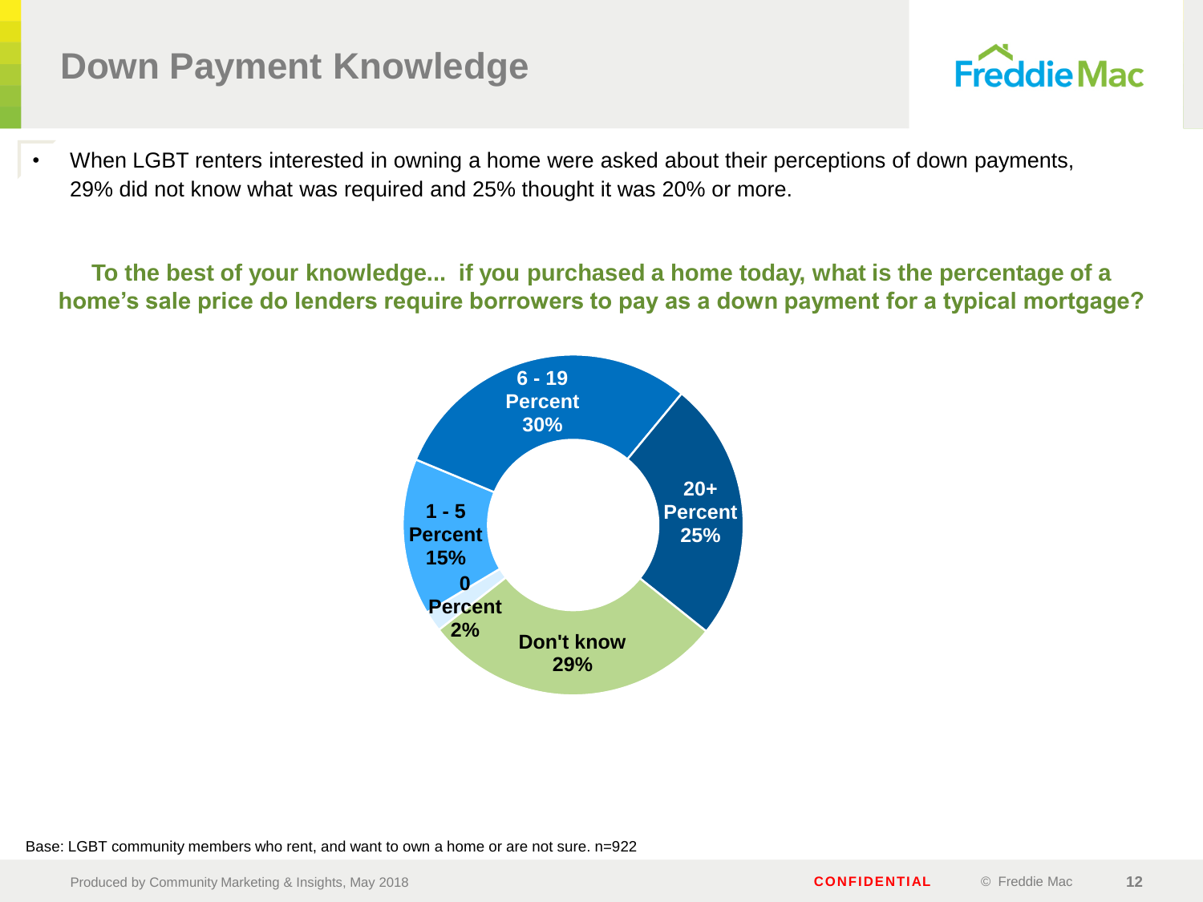# Down Payment Knowledge

- When LGBT renters interested in owning a home were asked about their perceptions of down payments, 29% did not know what was required and 25% thought it was 20% or more.

**To the best of your knowledge... if you purchased a home today, what is the percentage of a home's sale price do lenders require borrowers to pay as a down payment for a typical mortgage?**

| Response | Percentage |
|---|---|
| 0 Percent | 2% |
| 1 - 5 Percent | 15% |
| 6 - 19 Percent | 30% |
| 20+ Percent | 25% |
| Don't know | 29% |

Base: LGBT community members who rent, and want to own a home or are not sure. n=922

Produced by Community Marketing & Insights, May 2018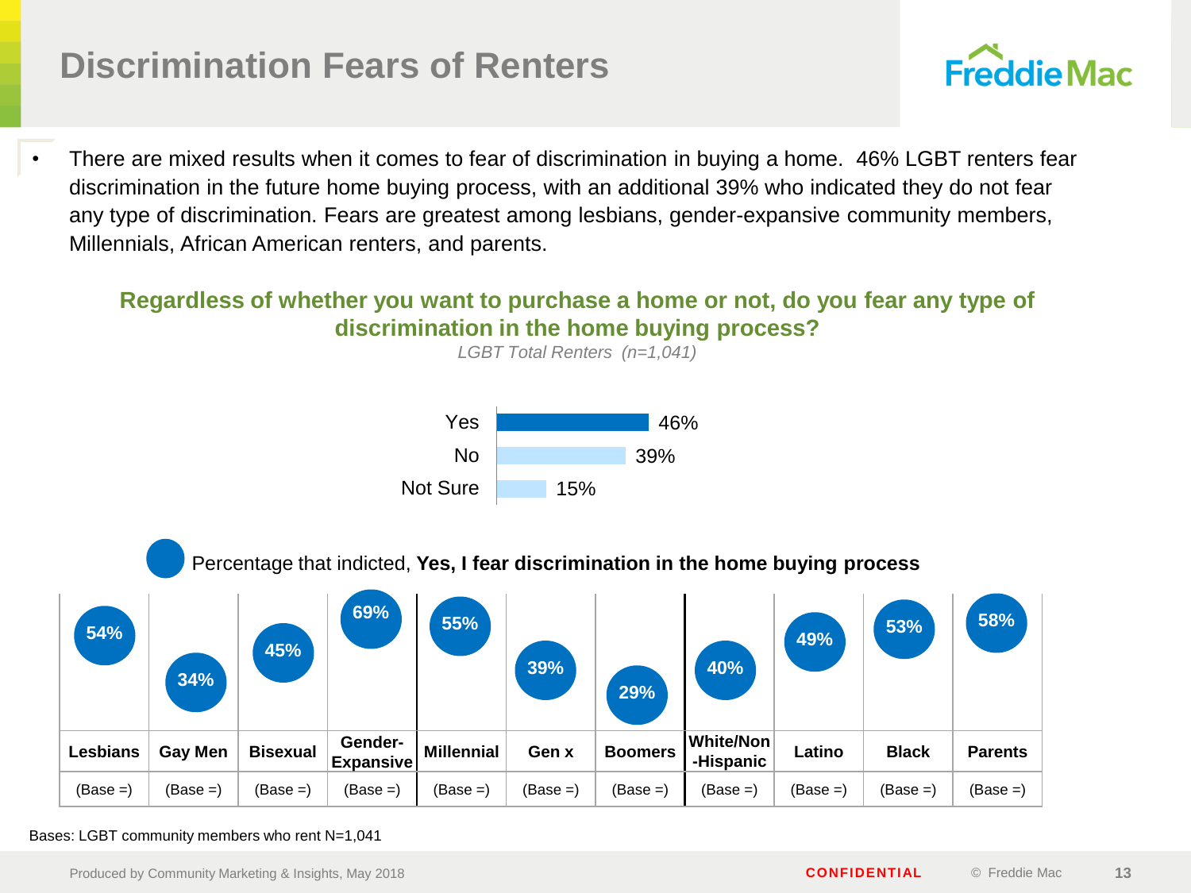# Discrimination Fears of Renters

- There are mixed results when it comes to fear of discrimination in buying a home. 46% LGBT renters fear discrimination in the future home buying process, with an additional 39% who indicated they do not fear any type of discrimination. Fears are greatest among lesbians, gender-expansive community members, Millennials, African American renters, and parents.

**Regardless of whether you want to purchase a home or not, do you fear any type of discrimination in the home buying process?**

*LGBT Total Renters (n=1,041)*

| Response | % |
|---|---|
| Yes | 46% |
| No | 39% |
| Not Sure | 15% |

Percentage that indicted, **Yes, I fear discrimination in the home buying process**

| Lesbians | Gay Men | Bisexual | Gender-Expansive | Millennial | Gen x | Boomers | White/Non-Hispanic | Latino | Black | Parents |
|---|---|---|---|---|---|---|---|---|---|---|
| 54% | 34% | 45% | 69% | 55% | 39% | 29% | 40% | 49% | 53% | 58% |
| (Base =) | (Base =) | (Base =) | (Base =) | (Base =) | (Base =) | (Base =) | (Base =) | (Base =) | (Base =) | (Base =) |

Bases: LGBT community members who rent N=1,041

Produced by Community Marketing & Insights, May 2018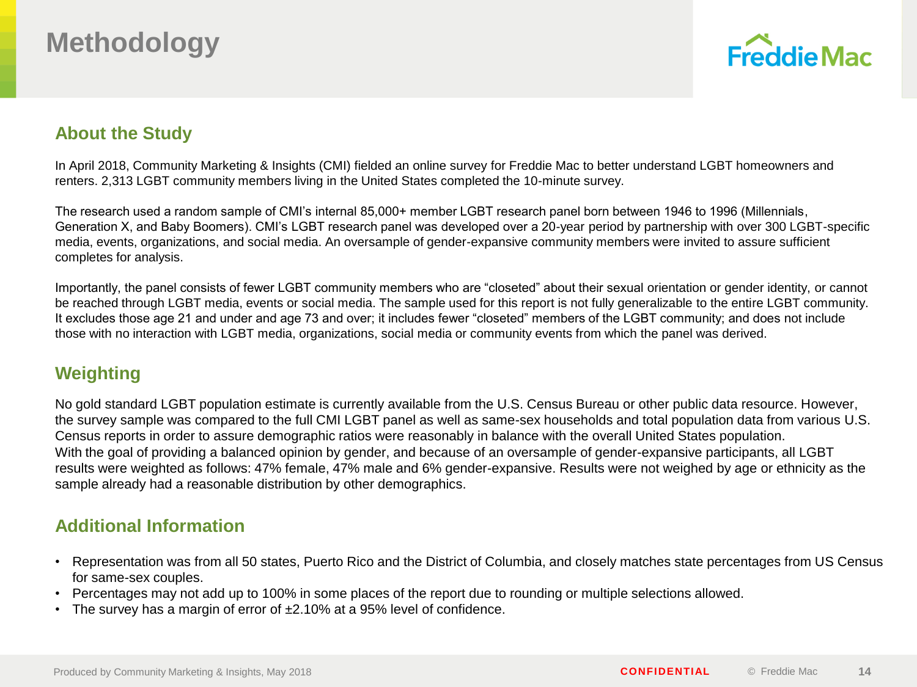# Methodology

## About the Study

In April 2018, Community Marketing & Insights (CMI) fielded an online survey for Freddie Mac to better understand LGBT homeowners and renters. 2,313 LGBT community members living in the United States completed the 10-minute survey.

The research used a random sample of CMI's internal 85,000+ member LGBT research panel born between 1946 to 1996 (Millennials, Generation X, and Baby Boomers). CMI's LGBT research panel was developed over a 20-year period by partnership with over 300 LGBT-specific media, events, organizations, and social media. An oversample of gender-expansive community members were invited to assure sufficient completes for analysis.

Importantly, the panel consists of fewer LGBT community members who are "closeted" about their sexual orientation or gender identity, or cannot be reached through LGBT media, events or social media. The sample used for this report is not fully generalizable to the entire LGBT community. It excludes those age 21 and under and age 73 and over; it includes fewer "closeted" members of the LGBT community; and does not include those with no interaction with LGBT media, organizations, social media or community events from which the panel was derived.

## Weighting

No gold standard LGBT population estimate is currently available from the U.S. Census Bureau or other public data resource. However, the survey sample was compared to the full CMI LGBT panel as well as same-sex households and total population data from various U.S. Census reports in order to assure demographic ratios were reasonably in balance with the overall United States population.
With the goal of providing a balanced opinion by gender, and because of an oversample of gender-expansive participants, all LGBT results were weighted as follows: 47% female, 47% male and 6% gender-expansive. Results were not weighed by age or ethnicity as the sample already had a reasonable distribution by other demographics.

## Additional Information

- Representation was from all 50 states, Puerto Rico and the District of Columbia, and closely matches state percentages from US Census for same-sex couples.
- Percentages may not add up to 100% in some places of the report due to rounding or multiple selections allowed.
- The survey has a margin of error of ±2.10% at a 95% level of confidence.

Produced by Community Marketing & Insights, May 2018

CONFIDENTIAL

© Freddie Mac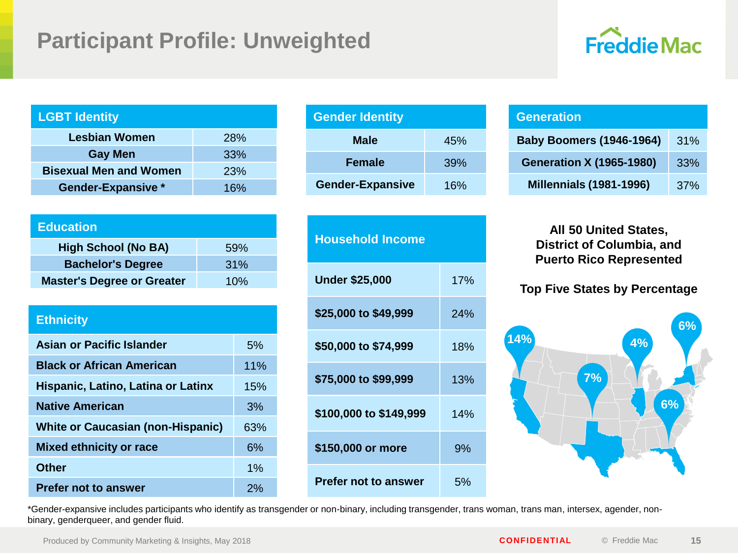# Participant Profile: Unweighted

| LGBT Identity | |
|---|---|
| Lesbian Women | 28% |
| Gay Men | 33% |
| Bisexual Men and Women | 23% |
| Gender-Expansive * | 16% |

| Gender Identity | |
|---|---|
| Male | 45% |
| Female | 39% |
| Gender-Expansive | 16% |

| Generation | |
|---|---|
| Baby Boomers (1946-1964) | 31% |
| Generation X (1965-1980) | 33% |
| Millennials (1981-1996) | 37% |

| Education | |
|---|---|
| High School (No BA) | 59% |
| Bachelor's Degree | 31% |
| Master's Degree or Greater | 10% |

| Ethnicity | |
|---|---|
| Asian or Pacific Islander | 5% |
| Black or African American | 11% |
| Hispanic, Latino, Latina or Latinx | 15% |
| Native American | 3% |
| White or Caucasian (non-Hispanic) | 63% |
| Mixed ethnicity or race | 6% |
| Other | 1% |
| Prefer not to answer | 2% |

| Household Income | |
|---|---|
| Under $25,000 | 17% |
| $25,000 to $49,999 | 24% |
| $50,000 to $74,999 | 18% |
| $75,000 to $99,999 | 13% |
| $100,000 to $149,999 | 14% |
| $150,000 or more | 9% |
| Prefer not to answer | 5% |

**All 50 United States, District of Columbia, and Puerto Rico Represented**

**Top Five States by Percentage**

14%
7%
4%
6%
6%

*Gender-expansive includes participants who identify as transgender or non-binary, including transgender, trans woman, trans man, intersex, agender, non-binary, genderqueer, and gender fluid.

Produced by Community Marketing & Insights, May 2018

CONFIDENTIAL © Freddie Mac